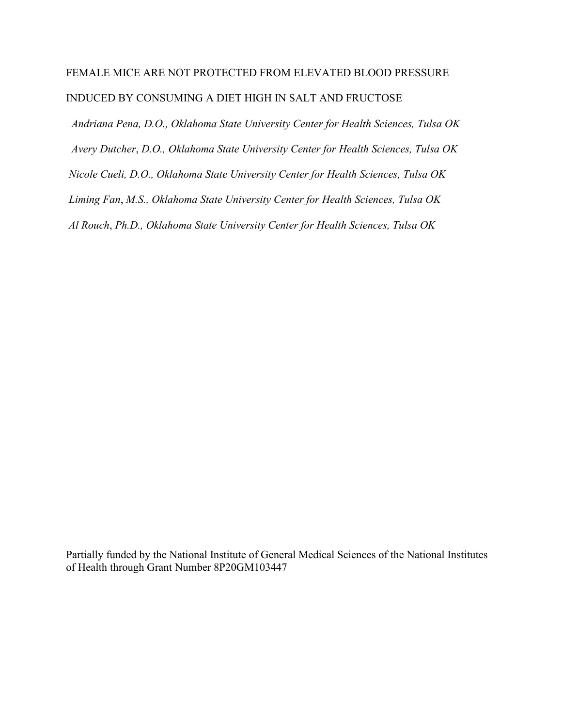# FEMALE MICE ARE NOT PROTECTED FROM ELEVATED BLOOD PRESSURE INDUCED BY CONSUMING A DIET HIGH IN SALT AND FRUCTOSE

*Andriana Pena, D.O., Oklahoma State University Center for Health Sciences, Tulsa OK*

*Avery Dutcher, D.O., Oklahoma State University Center for Health Sciences, Tulsa OK*

*Nicole Cueli, D.O., Oklahoma State University Center for Health Sciences, Tulsa OK*

*Liming Fan, M.S., Oklahoma State University Center for Health Sciences, Tulsa OK*

*Al Rouch, Ph.D., Oklahoma State University Center for Health Sciences, Tulsa OK*

Partially funded by the National Institute of General Medical Sciences of the National Institutes of Health through Grant Number 8P20GM103447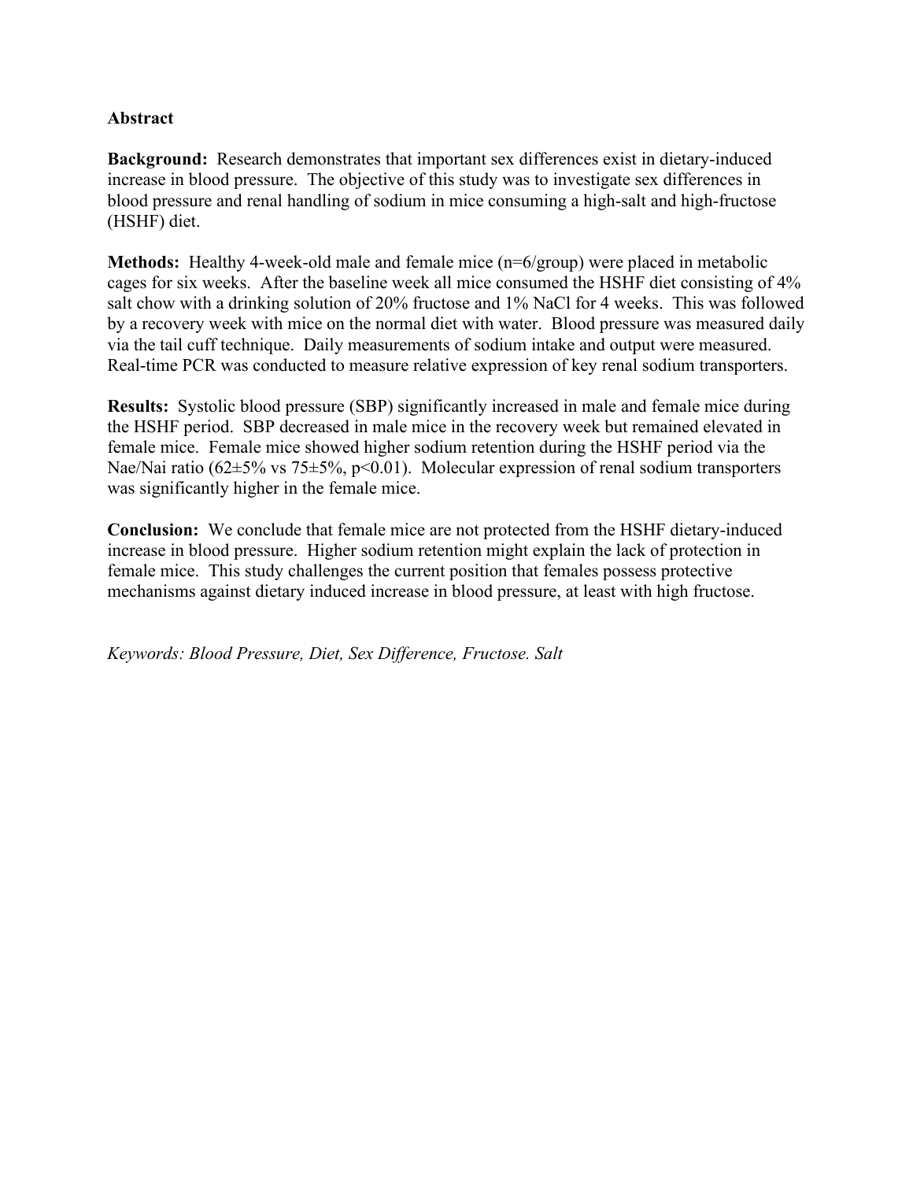## Abstract

**Background:** Research demonstrates that important sex differences exist in dietary-induced increase in blood pressure. The objective of this study was to investigate sex differences in blood pressure and renal handling of sodium in mice consuming a high-salt and high-fructose (HSHF) diet.

**Methods:** Healthy 4-week-old male and female mice (n=6/group) were placed in metabolic cages for six weeks. After the baseline week all mice consumed the HSHF diet consisting of 4% salt chow with a drinking solution of 20% fructose and 1% NaCl for 4 weeks. This was followed by a recovery week with mice on the normal diet with water. Blood pressure was measured daily via the tail cuff technique. Daily measurements of sodium intake and output were measured. Real-time PCR was conducted to measure relative expression of key renal sodium transporters.

**Results:** Systolic blood pressure (SBP) significantly increased in male and female mice during the HSHF period. SBP decreased in male mice in the recovery week but remained elevated in female mice. Female mice showed higher sodium retention during the HSHF period via the Nae/Nai ratio (62±5% vs 75±5%, $p<0.01$). Molecular expression of renal sodium transporters was significantly higher in the female mice.

**Conclusion:** We conclude that female mice are not protected from the HSHF dietary-induced increase in blood pressure. Higher sodium retention might explain the lack of protection in female mice. This study challenges the current position that females possess protective mechanisms against dietary induced increase in blood pressure, at least with high fructose.

*Keywords: Blood Pressure, Diet, Sex Difference, Fructose. Salt*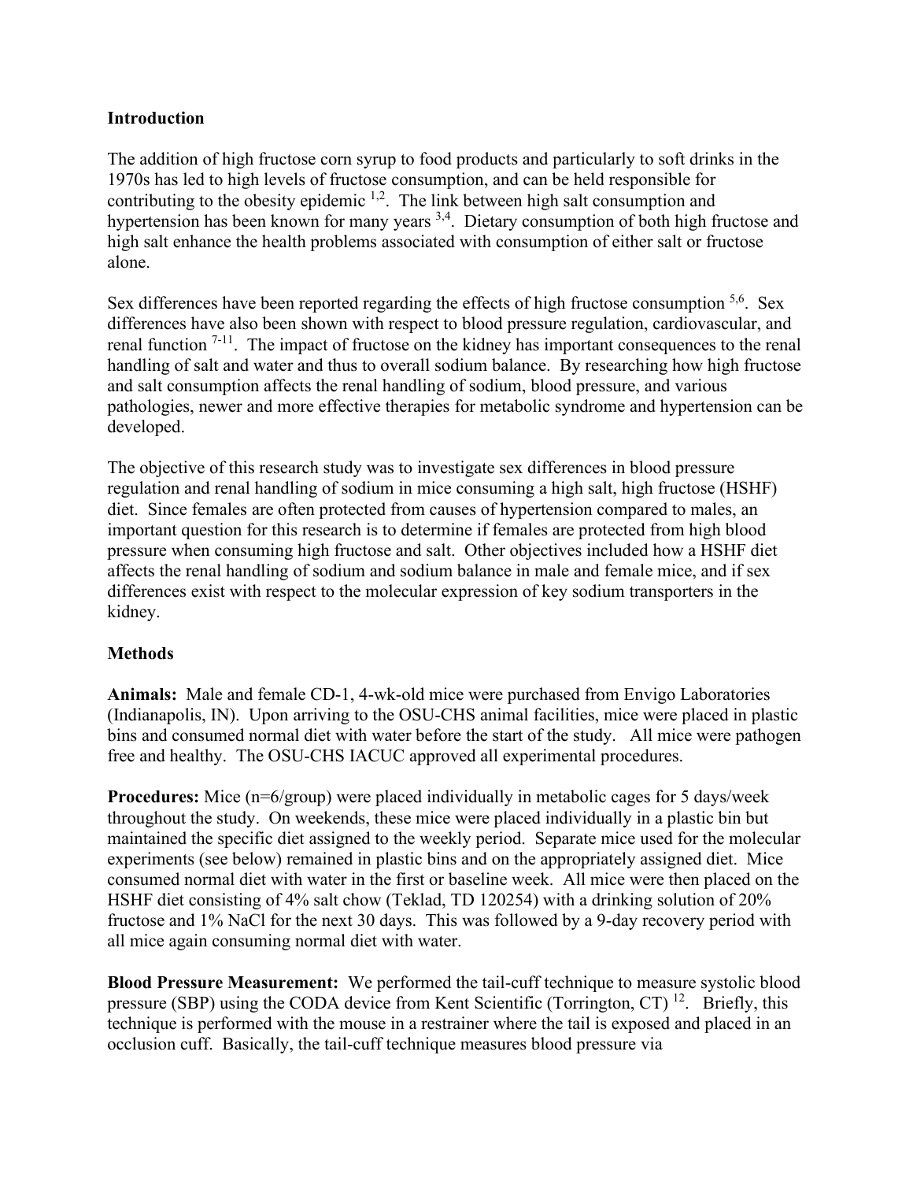## Introduction

The addition of high fructose corn syrup to food products and particularly to soft drinks in the 1970s has led to high levels of fructose consumption, and can be held responsible for contributing to the obesity epidemic [1,2]. The link between high salt consumption and hypertension has been known for many years [3,4]. Dietary consumption of both high fructose and high salt enhance the health problems associated with consumption of either salt or fructose alone.

Sex differences have been reported regarding the effects of high fructose consumption [5,6]. Sex differences have also been shown with respect to blood pressure regulation, cardiovascular, and renal function [7-11]. The impact of fructose on the kidney has important consequences to the renal handling of salt and water and thus to overall sodium balance. By researching how high fructose and salt consumption affects the renal handling of sodium, blood pressure, and various pathologies, newer and more effective therapies for metabolic syndrome and hypertension can be developed.

The objective of this research study was to investigate sex differences in blood pressure regulation and renal handling of sodium in mice consuming a high salt, high fructose (HSHF) diet. Since females are often protected from causes of hypertension compared to males, an important question for this research is to determine if females are protected from high blood pressure when consuming high fructose and salt. Other objectives included how a HSHF diet affects the renal handling of sodium and sodium balance in male and female mice, and if sex differences exist with respect to the molecular expression of key sodium transporters in the kidney.

## Methods

**Animals:** Male and female CD-1, 4-wk-old mice were purchased from Envigo Laboratories (Indianapolis, IN). Upon arriving to the OSU-CHS animal facilities, mice were placed in plastic bins and consumed normal diet with water before the start of the study. All mice were pathogen free and healthy. The OSU-CHS IACUC approved all experimental procedures.

**Procedures:** Mice (n=6/group) were placed individually in metabolic cages for 5 days/week throughout the study. On weekends, these mice were placed individually in a plastic bin but maintained the specific diet assigned to the weekly period. Separate mice used for the molecular experiments (see below) remained in plastic bins and on the appropriately assigned diet. Mice consumed normal diet with water in the first or baseline week. All mice were then placed on the HSHF diet consisting of 4% salt chow (Teklad, TD 120254) with a drinking solution of 20% fructose and 1% NaCl for the next 30 days. This was followed by a 9-day recovery period with all mice again consuming normal diet with water.

**Blood Pressure Measurement:** We performed the tail-cuff technique to measure systolic blood pressure (SBP) using the CODA device from Kent Scientific (Torrington, CT) [12]. Briefly, this technique is performed with the mouse in a restrainer where the tail is exposed and placed in an occlusion cuff. Basically, the tail-cuff technique measures blood pressure via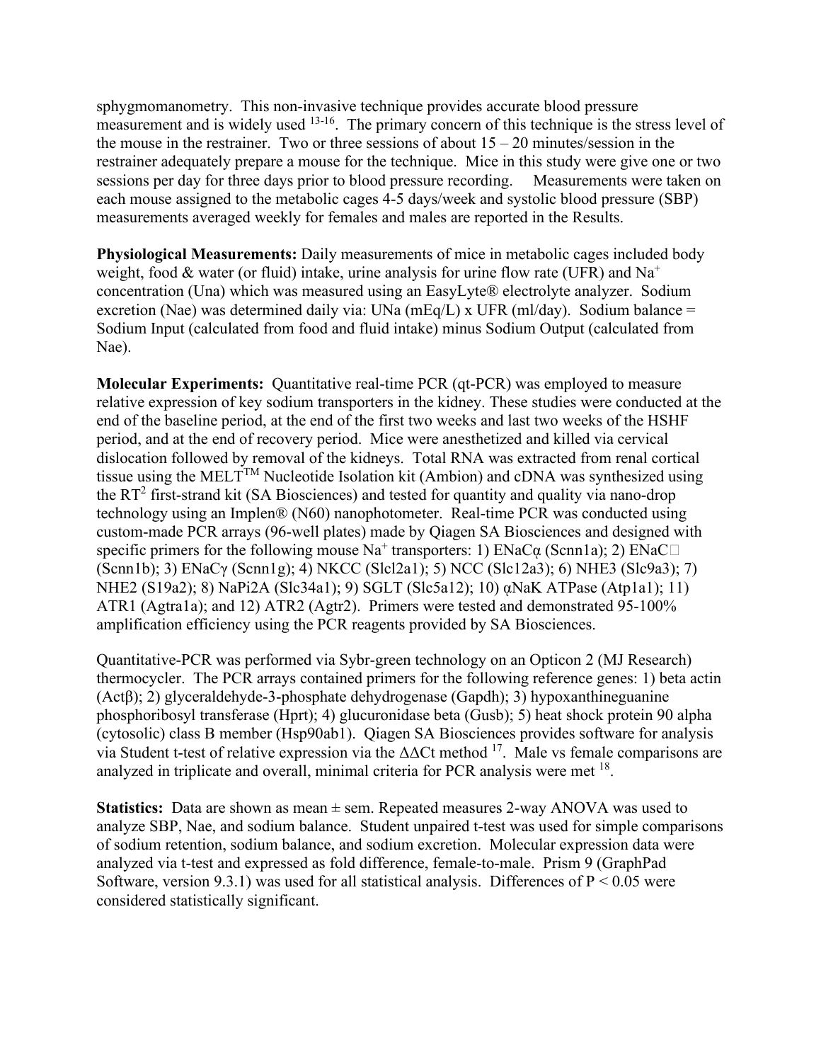sphygmomanometry. This non-invasive technique provides accurate blood pressure measurement and is widely used [13-16]. The primary concern of this technique is the stress level of the mouse in the restrainer. Two or three sessions of about 15 – 20 minutes/session in the restrainer adequately prepare a mouse for the technique. Mice in this study were give one or two sessions per day for three days prior to blood pressure recording. Measurements were taken on each mouse assigned to the metabolic cages 4-5 days/week and systolic blood pressure (SBP) measurements averaged weekly for females and males are reported in the Results.

**Physiological Measurements:** Daily measurements of mice in metabolic cages included body weight, food & water (or fluid) intake, urine analysis for urine flow rate (UFR) and $Na^+$ concentration (Una) which was measured using an EasyLyte® electrolyte analyzer. Sodium excretion (Nae) was determined daily via: UNa (mEq/L) x UFR (ml/day). Sodium balance = Sodium Input (calculated from food and fluid intake) minus Sodium Output (calculated from Nae).

**Molecular Experiments:** Quantitative real-time PCR (qt-PCR) was employed to measure relative expression of key sodium transporters in the kidney. These studies were conducted at the end of the baseline period, at the end of the first two weeks and last two weeks of the HSHF period, and at the end of recovery period. Mice were anesthetized and killed via cervical dislocation followed by removal of the kidneys. Total RNA was extracted from renal cortical tissue using the MELT™ Nucleotide Isolation kit (Ambion) and cDNA was synthesized using the $RT^2$ first-strand kit (SA Biosciences) and tested for quantity and quality via nano-drop technology using an Implen® (N60) nanophotometer. Real-time PCR was conducted using custom-made PCR arrays (96-well plates) made by Qiagen SA Biosciences and designed with specific primers for the following mouse $Na^+$ transporters: 1) ENaCα (Scnn1a); 2) ENaC□ (Scnn1b); 3) ENaCγ (Scnn1g); 4) NKCC (Slcl2a1); 5) NCC (Slc12a3); 6) NHE3 (Slc9a3); 7) NHE2 (S19a2); 8) NaPi2A (Slc34a1); 9) SGLT (Slc5a12); 10) αNaK ATPase (Atp1a1); 11) ATR1 (Agtra1a); and 12) ATR2 (Agtr2). Primers were tested and demonstrated 95-100% amplification efficiency using the PCR reagents provided by SA Biosciences.

Quantitative-PCR was performed via Sybr-green technology on an Opticon 2 (MJ Research) thermocycler. The PCR arrays contained primers for the following reference genes: 1) beta actin (Actβ); 2) glyceraldehyde-3-phosphate dehydrogenase (Gapdh); 3) hypoxanthineguanine phosphoribosyl transferase (Hprt); 4) glucuronidase beta (Gusb); 5) heat shock protein 90 alpha (cytosolic) class B member (Hsp90ab1). Qiagen SA Biosciences provides software for analysis via Student t-test of relative expression via the ΔΔCt method [17]. Male vs female comparisons are analyzed in triplicate and overall, minimal criteria for PCR analysis were met [18].

**Statistics:** Data are shown as mean ± sem. Repeated measures 2-way ANOVA was used to analyze SBP, Nae, and sodium balance. Student unpaired t-test was used for simple comparisons of sodium retention, sodium balance, and sodium excretion. Molecular expression data were analyzed via t-test and expressed as fold difference, female-to-male. Prism 9 (GraphPad Software, version 9.3.1) was used for all statistical analysis. Differences of $P < 0.05$ were considered statistically significant.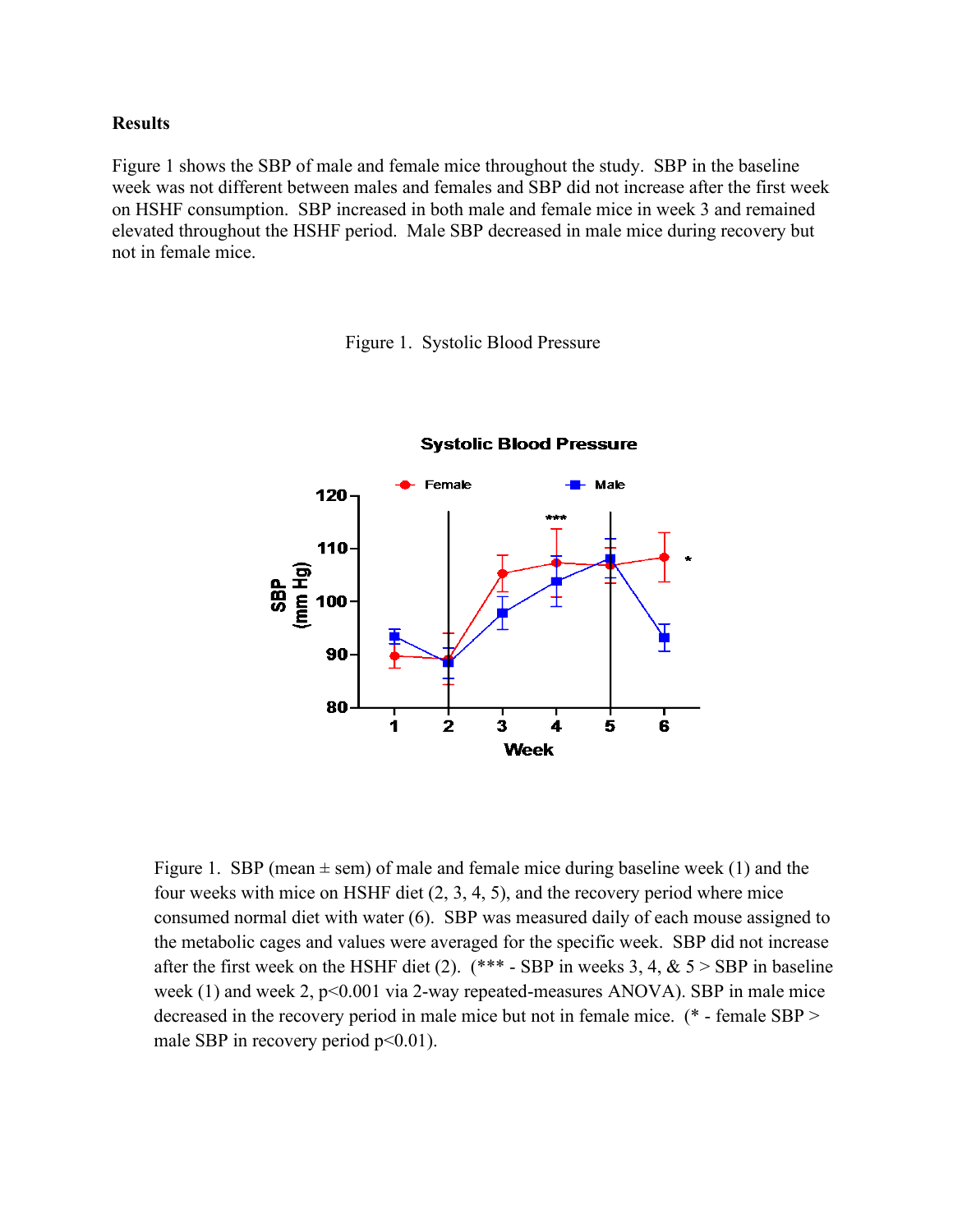## Results

Figure 1 shows the SBP of male and female mice throughout the study. SBP in the baseline week was not different between males and females and SBP did not increase after the first week on HSHF consumption. SBP increased in both male and female mice in week 3 and remained elevated throughout the HSHF period. Male SBP decreased in male mice during recovery but not in female mice.

Figure 1. Systolic Blood Pressure

Figure 1. SBP (mean ± sem) of male and female mice during baseline week (1) and the four weeks with mice on HSHF diet (2, 3, 4, 5), and the recovery period where mice consumed normal diet with water (6). SBP was measured daily of each mouse assigned to the metabolic cages and values were averaged for the specific week. SBP did not increase after the first week on the HSHF diet (2). (*** - SBP in weeks 3, 4, & 5 > SBP in baseline week (1) and week 2, $p<0.001$ via 2-way repeated-measures ANOVA). SBP in male mice decreased in the recovery period in male mice but not in female mice. (* - female SBP > male SBP in recovery period $p<0.01$).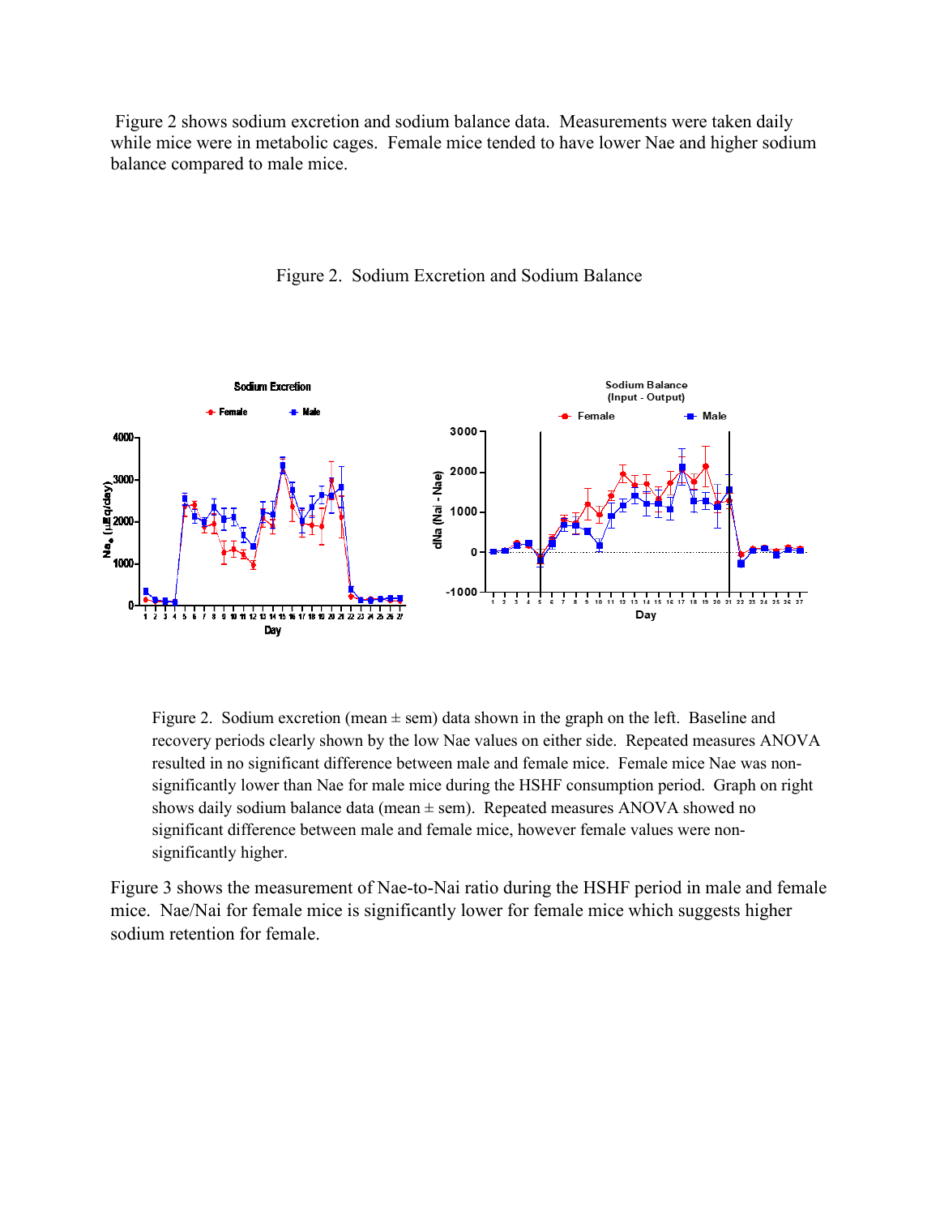Figure 2 shows sodium excretion and sodium balance data. Measurements were taken daily while mice were in metabolic cages. Female mice tended to have lower Nae and higher sodium balance compared to male mice.

Figure 2. Sodium Excretion and Sodium Balance

Figure 2. Sodium excretion (mean ± sem) data shown in the graph on the left. Baseline and recovery periods clearly shown by the low Nae values on either side. Repeated measures ANOVA resulted in no significant difference between male and female mice. Female mice Nae was non-significantly lower than Nae for male mice during the HSHF consumption period. Graph on right shows daily sodium balance data (mean ± sem). Repeated measures ANOVA showed no significant difference between male and female mice, however female values were non-significantly higher.

Figure 3 shows the measurement of Nae-to-Nai ratio during the HSHF period in male and female mice. Nae/Nai for female mice is significantly lower for female mice which suggests higher sodium retention for female.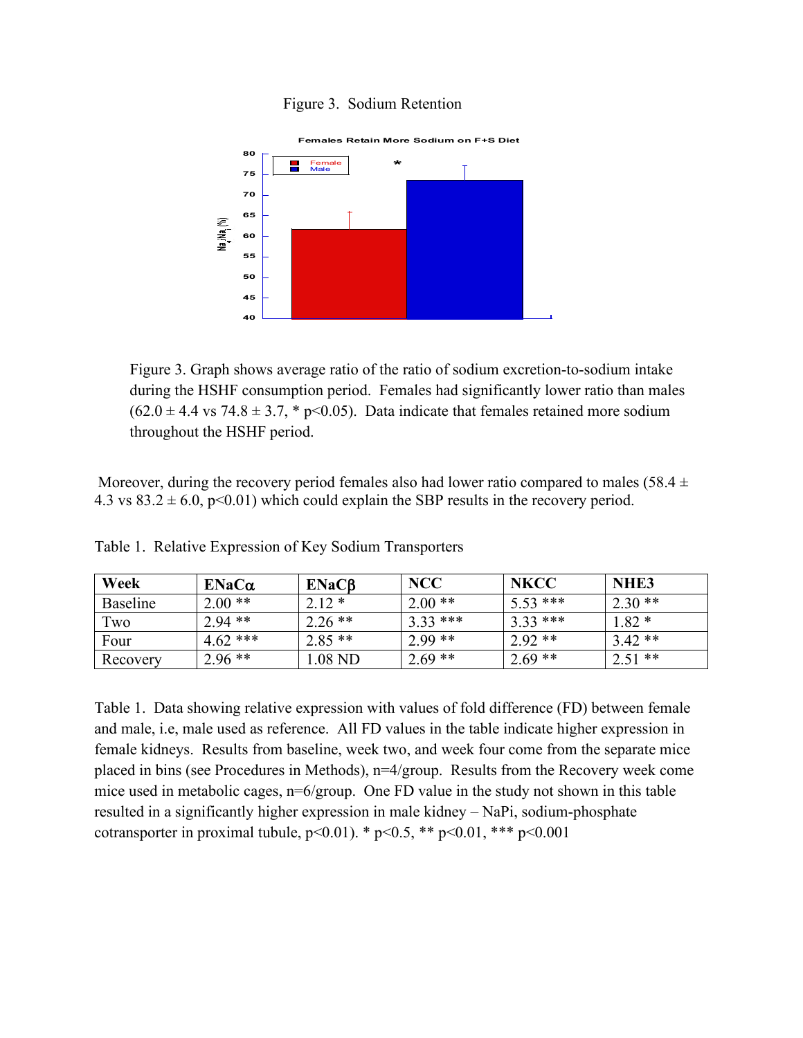Figure 3. Sodium Retention

Figure 3. Graph shows average ratio of the ratio of sodium excretion-to-sodium intake during the HSHF consumption period. Females had significantly lower ratio than males ($62.0 \pm 4.4$ vs $74.8 \pm 3.7$, * $p<0.05$). Data indicate that females retained more sodium throughout the HSHF period.

Moreover, during the recovery period females also had lower ratio compared to males ($58.4 \pm 4.3$ vs $83.2 \pm 6.0$, $p<0.01$) which could explain the SBP results in the recovery period.

Table 1. Relative Expression of Key Sodium Transporters

| Week | ENaC$\alpha$ | ENaC$\beta$ | NCC | NKCC | NHE3 |
|---|---|---|---|---|---|
| Baseline | 2.00 ** | 2.12 * | 2.00 ** | 5.53 *** | 2.30 ** |
| Two | 2.94 ** | 2.26 ** | 3.33 *** | 3.33 *** | 1.82 * |
| Four | 4.62 *** | 2.85 ** | 2.99 ** | 2.92 ** | 3.42 ** |
| Recovery | 2.96 ** | 1.08 ND | 2.69 ** | 2.69 ** | 2.51 ** |

Table 1. Data showing relative expression with values of fold difference (FD) between female and male, i.e, male used as reference. All FD values in the table indicate higher expression in female kidneys. Results from baseline, week two, and week four come from the separate mice placed in bins (see Procedures in Methods), n=4/group. Results from the Recovery week come mice used in metabolic cages, n=6/group. One FD value in the study not shown in this table resulted in a significantly higher expression in male kidney – NaPi, sodium-phosphate cotransporter in proximal tubule, $p<0.01$). * $p<0.5$, ** $p<0.01$, *** $p<0.001$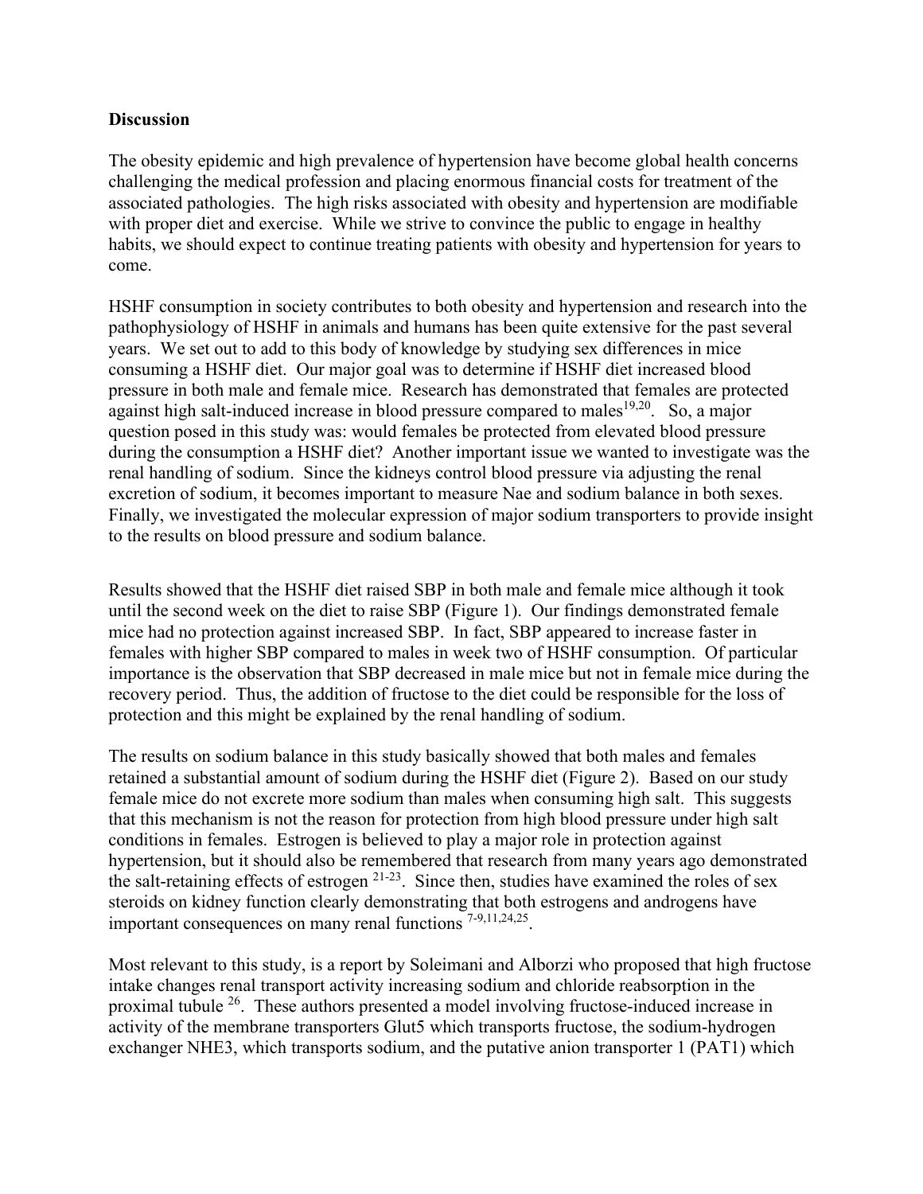## Discussion

The obesity epidemic and high prevalence of hypertension have become global health concerns challenging the medical profession and placing enormous financial costs for treatment of the associated pathologies. The high risks associated with obesity and hypertension are modifiable with proper diet and exercise. While we strive to convince the public to engage in healthy habits, we should expect to continue treating patients with obesity and hypertension for years to come.

HSHF consumption in society contributes to both obesity and hypertension and research into the pathophysiology of HSHF in animals and humans has been quite extensive for the past several years. We set out to add to this body of knowledge by studying sex differences in mice consuming a HSHF diet. Our major goal was to determine if HSHF diet increased blood pressure in both male and female mice. Research has demonstrated that females are protected against high salt-induced increase in blood pressure compared to males[19,20]. So, a major question posed in this study was: would females be protected from elevated blood pressure during the consumption a HSHF diet? Another important issue we wanted to investigate was the renal handling of sodium. Since the kidneys control blood pressure via adjusting the renal excretion of sodium, it becomes important to measure Nae and sodium balance in both sexes. Finally, we investigated the molecular expression of major sodium transporters to provide insight to the results on blood pressure and sodium balance.

Results showed that the HSHF diet raised SBP in both male and female mice although it took until the second week on the diet to raise SBP (Figure 1). Our findings demonstrated female mice had no protection against increased SBP. In fact, SBP appeared to increase faster in females with higher SBP compared to males in week two of HSHF consumption. Of particular importance is the observation that SBP decreased in male mice but not in female mice during the recovery period. Thus, the addition of fructose to the diet could be responsible for the loss of protection and this might be explained by the renal handling of sodium.

The results on sodium balance in this study basically showed that both males and females retained a substantial amount of sodium during the HSHF diet (Figure 2). Based on our study female mice do not excrete more sodium than males when consuming high salt. This suggests that this mechanism is not the reason for protection from high blood pressure under high salt conditions in females. Estrogen is believed to play a major role in protection against hypertension, but it should also be remembered that research from many years ago demonstrated the salt-retaining effects of estrogen [21-23]. Since then, studies have examined the roles of sex steroids on kidney function clearly demonstrating that both estrogens and androgens have important consequences on many renal functions [7-9,11,24,25].

Most relevant to this study, is a report by Soleimani and Alborzi who proposed that high fructose intake changes renal transport activity increasing sodium and chloride reabsorption in the proximal tubule [26]. These authors presented a model involving fructose-induced increase in activity of the membrane transporters Glut5 which transports fructose, the sodium-hydrogen exchanger NHE3, which transports sodium, and the putative anion transporter 1 (PAT1) which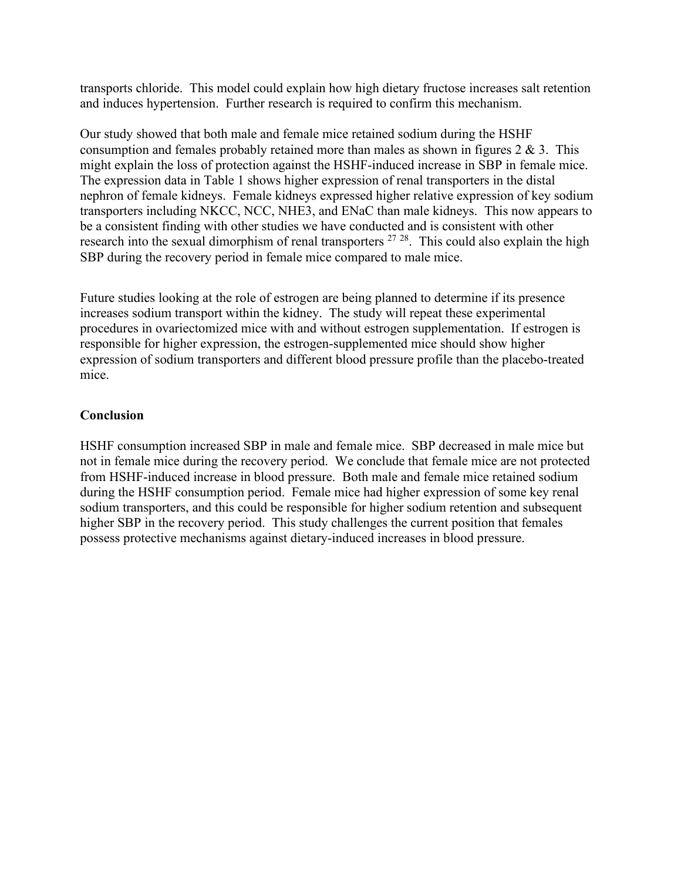transports chloride. This model could explain how high dietary fructose increases salt retention and induces hypertension. Further research is required to confirm this mechanism.

Our study showed that both male and female mice retained sodium during the HSHF consumption and females probably retained more than males as shown in figures 2 & 3. This might explain the loss of protection against the HSHF-induced increase in SBP in female mice. The expression data in Table 1 shows higher expression of renal transporters in the distal nephron of female kidneys. Female kidneys expressed higher relative expression of key sodium transporters including NKCC, NCC, NHE3, and ENaC than male kidneys. This now appears to be a consistent finding with other studies we have conducted and is consistent with other research into the sexual dimorphism of renal transporters [27 28]. This could also explain the high SBP during the recovery period in female mice compared to male mice.

Future studies looking at the role of estrogen are being planned to determine if its presence increases sodium transport within the kidney. The study will repeat these experimental procedures in ovariectomized mice with and without estrogen supplementation. If estrogen is responsible for higher expression, the estrogen-supplemented mice should show higher expression of sodium transporters and different blood pressure profile than the placebo-treated mice.

## Conclusion

HSHF consumption increased SBP in male and female mice. SBP decreased in male mice but not in female mice during the recovery period. We conclude that female mice are not protected from HSHF-induced increase in blood pressure. Both male and female mice retained sodium during the HSHF consumption period. Female mice had higher expression of some key renal sodium transporters, and this could be responsible for higher sodium retention and subsequent higher SBP in the recovery period. This study challenges the current position that females possess protective mechanisms against dietary-induced increases in blood pressure.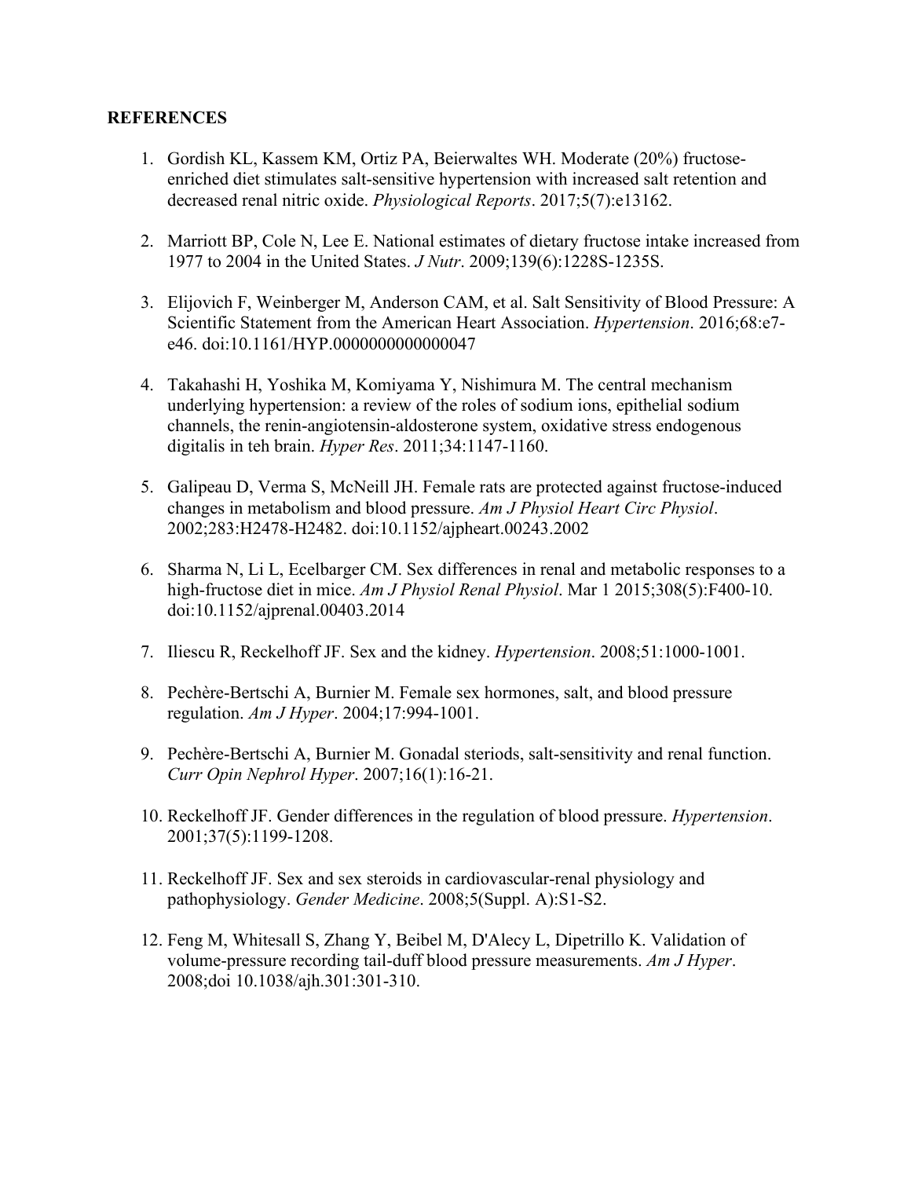**REFERENCES**

1. Gordish KL, Kassem KM, Ortiz PA, Beierwaltes WH. Moderate (20%) fructose-enriched diet stimulates salt-sensitive hypertension with increased salt retention and decreased renal nitric oxide. *Physiological Reports*. 2017;5(7):e13162.

2. Marriott BP, Cole N, Lee E. National estimates of dietary fructose intake increased from 1977 to 2004 in the United States. *J Nutr*. 2009;139(6):1228S-1235S.

3. Elijovich F, Weinberger M, Anderson CAM, et al. Salt Sensitivity of Blood Pressure: A Scientific Statement from the American Heart Association. *Hypertension*. 2016;68:e7-e46. doi:10.1161/HYP.0000000000000047

4. Takahashi H, Yoshika M, Komiyama Y, Nishimura M. The central mechanism underlying hypertension: a review of the roles of sodium ions, epithelial sodium channels, the renin-angiotensin-aldosterone system, oxidative stress endogenous digitalis in teh brain. *Hyper Res*. 2011;34:1147-1160.

5. Galipeau D, Verma S, McNeill JH. Female rats are protected against fructose-induced changes in metabolism and blood pressure. *Am J Physiol Heart Circ Physiol*. 2002;283:H2478-H2482. doi:10.1152/ajpheart.00243.2002

6. Sharma N, Li L, Ecelbarger CM. Sex differences in renal and metabolic responses to a high-fructose diet in mice. *Am J Physiol Renal Physiol*. Mar 1 2015;308(5):F400-10. doi:10.1152/ajprenal.00403.2014

7. Iliescu R, Reckelhoff JF. Sex and the kidney. *Hypertension*. 2008;51:1000-1001.

8. Pechère-Bertschi A, Burnier M. Female sex hormones, salt, and blood pressure regulation. *Am J Hyper*. 2004;17:994-1001.

9. Pechère-Bertschi A, Burnier M. Gonadal steriods, salt-sensitivity and renal function. *Curr Opin Nephrol Hyper*. 2007;16(1):16-21.

10. Reckelhoff JF. Gender differences in the regulation of blood pressure. *Hypertension*. 2001;37(5):1199-1208.

11. Reckelhoff JF. Sex and sex steroids in cardiovascular-renal physiology and pathophysiology. *Gender Medicine*. 2008;5(Suppl. A):S1-S2.

12. Feng M, Whitesall S, Zhang Y, Beibel M, D'Alecy L, Dipetrillo K. Validation of volume-pressure recording tail-duff blood pressure measurements. *Am J Hyper*. 2008;doi 10.1038/ajh.301:301-310.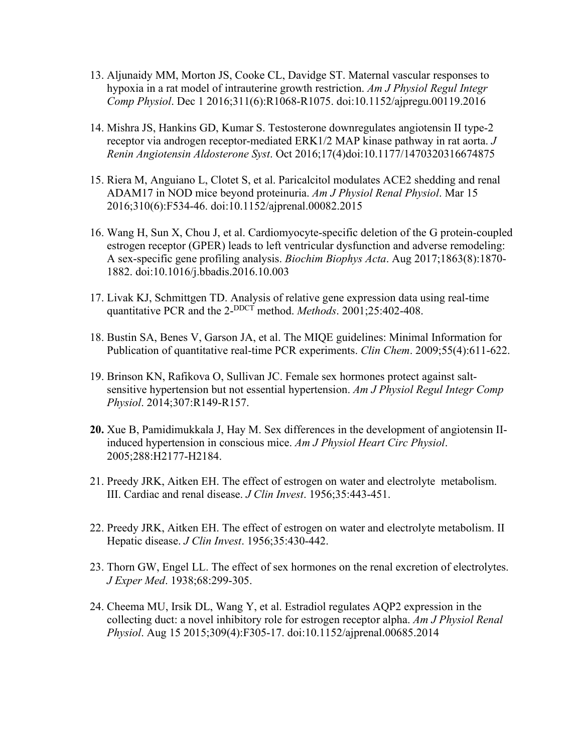13. Aljunaidy MM, Morton JS, Cooke CL, Davidge ST. Maternal vascular responses to hypoxia in a rat model of intrauterine growth restriction. *Am J Physiol Regul Integr Comp Physiol*. Dec 1 2016;311(6):R1068-R1075. doi:10.1152/ajpregu.00119.2016

14. Mishra JS, Hankins GD, Kumar S. Testosterone downregulates angiotensin II type-2 receptor via androgen receptor-mediated ERK1/2 MAP kinase pathway in rat aorta. *J Renin Angiotensin Aldosterone Syst*. Oct 2016;17(4)doi:10.1177/1470320316674875

15. Riera M, Anguiano L, Clotet S, et al. Paricalcitol modulates ACE2 shedding and renal ADAM17 in NOD mice beyond proteinuria. *Am J Physiol Renal Physiol*. Mar 15 2016;310(6):F534-46. doi:10.1152/ajprenal.00082.2015

16. Wang H, Sun X, Chou J, et al. Cardiomyocyte-specific deletion of the G protein-coupled estrogen receptor (GPER) leads to left ventricular dysfunction and adverse remodeling: A sex-specific gene profiling analysis. *Biochim Biophys Acta*. Aug 2017;1863(8):1870-1882. doi:10.1016/j.bbadis.2016.10.003

17. Livak KJ, Schmittgen TD. Analysis of relative gene expression data using real-time quantitative PCR and the $2^{-DDCT}$ method. *Methods*. 2001;25:402-408.

18. Bustin SA, Benes V, Garson JA, et al. The MIQE guidelines: Minimal Information for Publication of quantitative real-time PCR experiments. *Clin Chem*. 2009;55(4):611-622.

19. Brinson KN, Rafikova O, Sullivan JC. Female sex hormones protect against salt-sensitive hypertension but not essential hypertension. *Am J Physiol Regul Integr Comp Physiol*. 2014;307:R149-R157.

**20.** Xue B, Pamidimukkala J, Hay M. Sex differences in the development of angiotensin II-induced hypertension in conscious mice. *Am J Physiol Heart Circ Physiol*. 2005;288:H2177-H2184.

21. Preedy JRK, Aitken EH. The effect of estrogen on water and electrolyte metabolism. III. Cardiac and renal disease. *J Clin Invest*. 1956;35:443-451.

22. Preedy JRK, Aitken EH. The effect of estrogen on water and electrolyte metabolism. II Hepatic disease. *J Clin Invest*. 1956;35:430-442.

23. Thorn GW, Engel LL. The effect of sex hormones on the renal excretion of electrolytes. *J Exper Med*. 1938;68:299-305.

24. Cheema MU, Irsik DL, Wang Y, et al. Estradiol regulates AQP2 expression in the collecting duct: a novel inhibitory role for estrogen receptor alpha. *Am J Physiol Renal Physiol*. Aug 15 2015;309(4):F305-17. doi:10.1152/ajprenal.00685.2014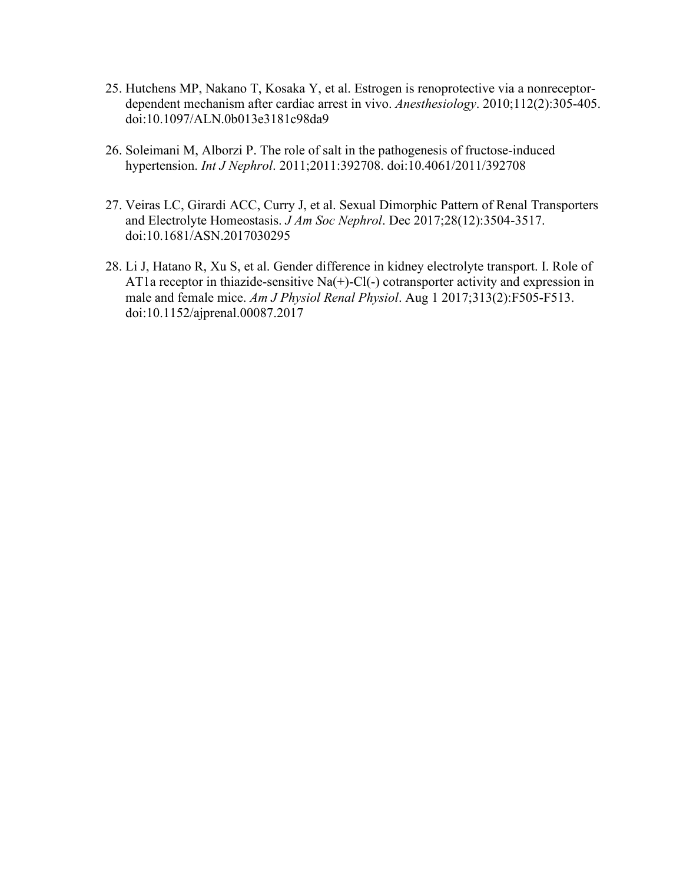25. Hutchens MP, Nakano T, Kosaka Y, et al. Estrogen is renoprotective via a nonreceptor-dependent mechanism after cardiac arrest in vivo. *Anesthesiology*. 2010;112(2):305-405. doi:10.1097/ALN.0b013e3181c98da9

26. Soleimani M, Alborzi P. The role of salt in the pathogenesis of fructose-induced hypertension. *Int J Nephrol*. 2011;2011:392708. doi:10.4061/2011/392708

27. Veiras LC, Girardi ACC, Curry J, et al. Sexual Dimorphic Pattern of Renal Transporters and Electrolyte Homeostasis. *J Am Soc Nephrol*. Dec 2017;28(12):3504-3517. doi:10.1681/ASN.2017030295

28. Li J, Hatano R, Xu S, et al. Gender difference in kidney electrolyte transport. I. Role of AT1a receptor in thiazide-sensitive Na(+)-Cl(-) cotransporter activity and expression in male and female mice. *Am J Physiol Renal Physiol*. Aug 1 2017;313(2):F505-F513. doi:10.1152/ajprenal.00087.2017